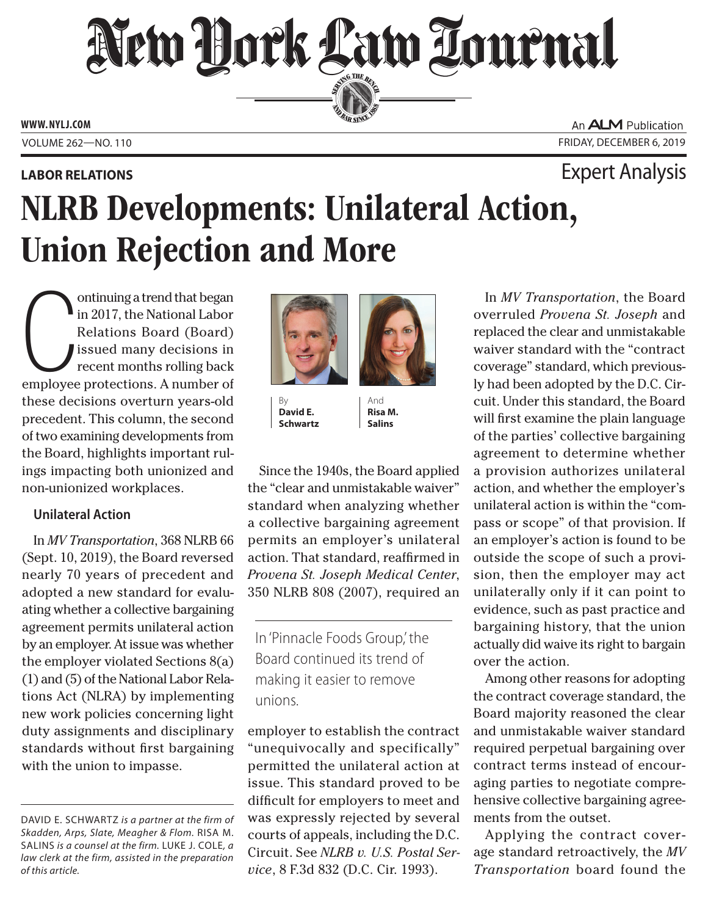**LABOR RELATIONS**

Expert Analysis

# NLRB Developments: Unilateral Action, Union Rejection and More

By **David E. Schwartz** And **Risa M. Salins**

Continuing a trend that began in 2017, the National Labor Relations Board (Board) issued many decisions in recent months rolling back employee protections. A number of these decisions overturn years-old precedent. This column, the second of two examining developments from the Board, highlights important rulings impacting both unionized and non-unionized workplaces.

### Unilateral Action

In *MV Transportation*, 368 NLRB 66 (Sept. 10, 2019), the Board reversed nearly 70 years of precedent and adopted a new standard for evaluating whether a collective bargaining agreement permits unilateral action by an employer. At issue was whether the employer violated Sections 8(a)(1) and (5) of the National Labor Relations Act (NLRA) by implementing new work policies concerning light duty assignments and disciplinary standards without first bargaining with the union to impasse.

DAVID E. SCHWARTZ *is a partner at the firm of Skadden, Arps, Slate, Meagher & Flom.* RISA M. SALINS *is a counsel at the firm.* LUKE J. COLE, *a law clerk at the firm, assisted in the preparation of this article.*

Since the 1940s, the Board applied the "clear and unmistakable waiver" standard when analyzing whether a collective bargaining agreement permits an employer's unilateral action. That standard, reaffirmed in *Provena St. Joseph Medical Center*, 350 NLRB 808 (2007), required an employer to establish the contract "unequivocally and specifically" permitted the unilateral action at issue. This standard proved to be difficult for employers to meet and was expressly rejected by several courts of appeals, including the D.C. Circuit. See *NLRB v. U.S. Postal Service*, 8 F.3d 832 (D.C. Cir. 1993).

> In 'Pinnacle Foods Group,' the Board continued its trend of making it easier to remove unions.

In *MV Transportation*, the Board overruled *Provena St. Joseph* and replaced the clear and unmistakable waiver standard with the "contract coverage" standard, which previously had been adopted by the D.C. Circuit. Under this standard, the Board will first examine the plain language of the parties' collective bargaining agreement to determine whether a provision authorizes unilateral action, and whether the employer's unilateral action is within the "compass or scope" of that provision. If an employer's action is found to be outside the scope of such a provision, then the employer may act unilaterally only if it can point to evidence, such as past practice and bargaining history, that the union actually did waive its right to bargain over the action.

Among other reasons for adopting the contract coverage standard, the Board majority reasoned the clear and unmistakable waiver standard required perpetual bargaining over contract terms instead of encouraging parties to negotiate comprehensive collective bargaining agreements from the outset.

Applying the contract coverage standard retroactively, the *MV Transportation* board found the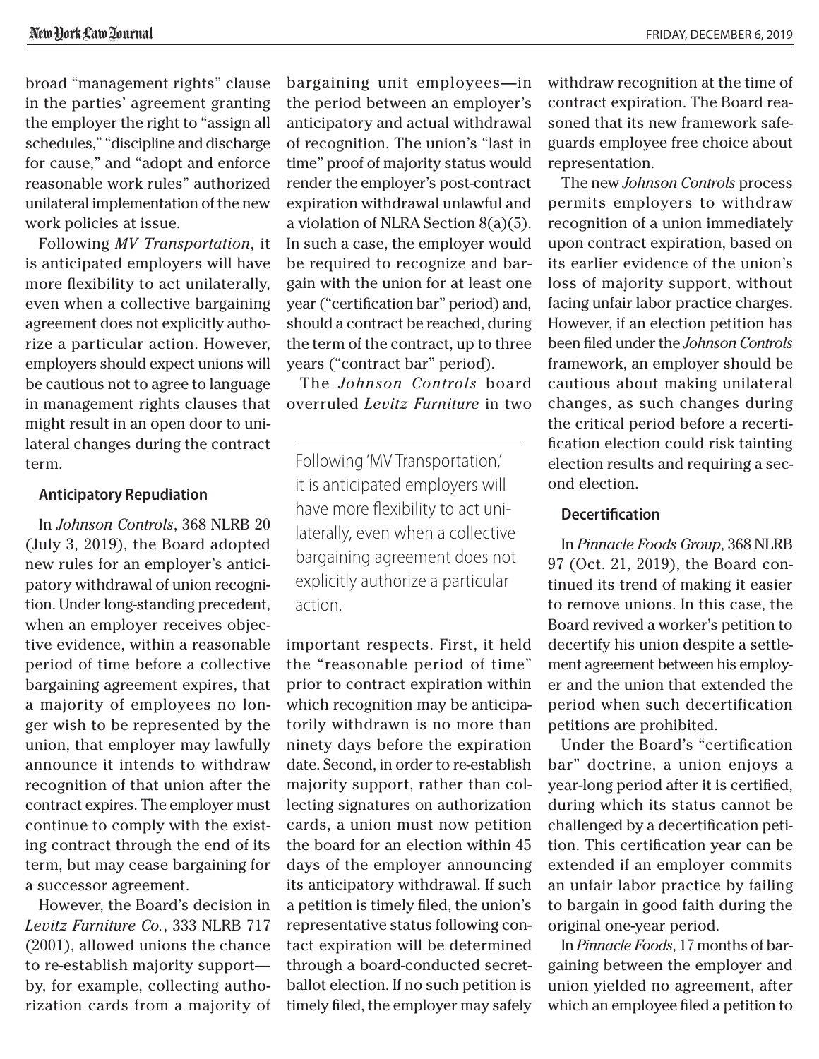broad "management rights" clause in the parties' agreement granting the employer the right to "assign all schedules," "discipline and discharge for cause," and "adopt and enforce reasonable work rules" authorized unilateral implementation of the new work policies at issue.

Following *MV Transportation*, it is anticipated employers will have more flexibility to act unilaterally, even when a collective bargaining agreement does not explicitly authorize a particular action. However, employers should expect unions will be cautious not to agree to language in management rights clauses that might result in an open door to unilateral changes during the contract term.

#### Anticipatory Repudiation

In *Johnson Controls*, 368 NLRB 20 (July 3, 2019), the Board adopted new rules for an employer's anticipatory withdrawal of union recognition. Under long-standing precedent, when an employer receives objective evidence, within a reasonable period of time before a collective bargaining agreement expires, that a majority of employees no longer wish to be represented by the union, that employer may lawfully announce it intends to withdraw recognition of that union after the contract expires. The employer must continue to comply with the existing contract through the end of its term, but may cease bargaining for a successor agreement.

However, the Board's decision in *Levitz Furniture Co.*, 333 NLRB 717 (2001), allowed unions the chance to re-establish majority support—by, for example, collecting authorization cards from a majority of bargaining unit employees—in the period between an employer's anticipatory and actual withdrawal of recognition. The union's "last in time" proof of majority status would render the employer's post-contract expiration withdrawal unlawful and a violation of NLRA Section 8(a)(5). In such a case, the employer would be required to recognize and bargain with the union for at least one year ("certification bar" period) and, should a contract be reached, during the term of the contract, up to three years ("contract bar" period).

The *Johnson Controls* board overruled *Levitz Furniture* in two important respects. First, it held the "reasonable period of time" prior to contract expiration within which recognition may be anticipatorily withdrawn is no more than ninety days before the expiration date. Second, in order to re-establish majority support, rather than collecting signatures on authorization cards, a union must now petition the board for an election within 45 days of the employer announcing its anticipatory withdrawal. If such a petition is timely filed, the union's representative status following contact expiration will be determined through a board-conducted secret-ballot election. If no such petition is timely filed, the employer may safely withdraw recognition at the time of contract expiration. The Board reasoned that its new framework safeguards employee free choice about representation.

> Following 'MV Transportation,' it is anticipated employers will have more flexibility to act unilaterally, even when a collective bargaining agreement does not explicitly authorize a particular action.

The new *Johnson Controls* process permits employers to withdraw recognition of a union immediately upon contract expiration, based on its earlier evidence of the union's loss of majority support, without facing unfair labor practice charges. However, if an election petition has been filed under the *Johnson Controls* framework, an employer should be cautious about making unilateral changes, as such changes during the critical period before a recertification election could risk tainting election results and requiring a second election.

#### Decertification

In *Pinnacle Foods Group*, 368 NLRB 97 (Oct. 21, 2019), the Board continued its trend of making it easier to remove unions. In this case, the Board revived a worker's petition to decertify his union despite a settlement agreement between his employer and the union that extended the period when such decertification petitions are prohibited.

Under the Board's "certification bar" doctrine, a union enjoys a year-long period after it is certified, during which its status cannot be challenged by a decertification petition. This certification year can be extended if an employer commits an unfair labor practice by failing to bargain in good faith during the original one-year period.

In *Pinnacle Foods*, 17 months of bargaining between the employer and union yielded no agreement, after which an employee filed a petition to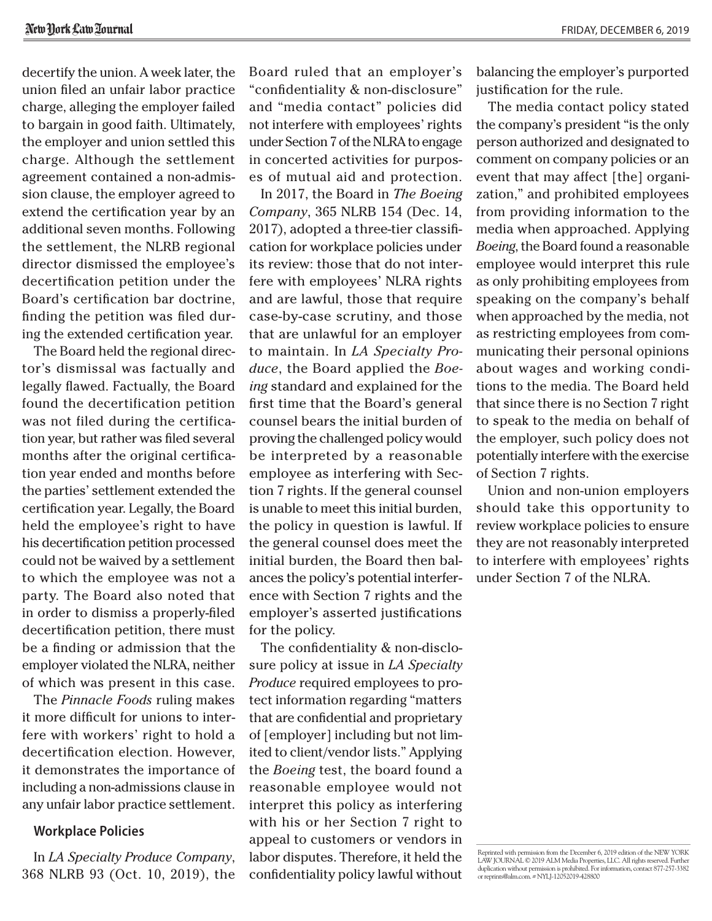decertify the union. A week later, the union filed an unfair labor practice charge, alleging the employer failed to bargain in good faith. Ultimately, the employer and union settled this charge. Although the settlement agreement contained a non-admission clause, the employer agreed to extend the certification year by an additional seven months. Following the settlement, the NLRB regional director dismissed the employee's decertification petition under the Board's certification bar doctrine, finding the petition was filed during the extended certification year.

The Board held the regional director's dismissal was factually and legally flawed. Factually, the Board found the decertification petition was not filed during the certification year, but rather was filed several months after the original certification year ended and months before the parties' settlement extended the certification year. Legally, the Board held the employee's right to have his decertification petition processed could not be waived by a settlement to which the employee was not a party. The Board also noted that in order to dismiss a properly-filed decertification petition, there must be a finding or admission that the employer violated the NLRA, neither of which was present in this case.

The *Pinnacle Foods* ruling makes it more difficult for unions to interfere with workers' right to hold a decertification election. However, it demonstrates the importance of including a non-admissions clause in any unfair labor practice settlement.

### Workplace Policies

In *LA Specialty Produce Company*, 368 NLRB 93 (Oct. 10, 2019), the Board ruled that an employer's "confidentiality & non-disclosure" and "media contact" policies did not interfere with employees' rights under Section 7 of the NLRA to engage in concerted activities for purposes of mutual aid and protection.

In 2017, the Board in *The Boeing Company*, 365 NLRB 154 (Dec. 14, 2017), adopted a three-tier classification for workplace policies under its review: those that do not interfere with employees' NLRA rights and are lawful, those that require case-by-case scrutiny, and those that are unlawful for an employer to maintain. In *LA Specialty Produce*, the Board applied the *Boeing* standard and explained for the first time that the Board's general counsel bears the initial burden of proving the challenged policy would be interpreted by a reasonable employee as interfering with Section 7 rights. If the general counsel is unable to meet this initial burden, the policy in question is lawful. If the general counsel does meet the initial burden, the Board then balances the policy's potential interference with Section 7 rights and the employer's asserted justifications for the policy.

The confidentiality & non-disclosure policy at issue in *LA Specialty Produce* required employees to protect information regarding "matters that are confidential and proprietary of [employer] including but not limited to client/vendor lists." Applying the *Boeing* test, the board found a reasonable employee would not interpret this policy as interfering with his or her Section 7 right to appeal to customers or vendors in labor disputes. Therefore, it held the confidentiality policy lawful without balancing the employer's purported justification for the rule.

The media contact policy stated the company's president "is the only person authorized and designated to comment on company policies or an event that may affect [the] organization," and prohibited employees from providing information to the media when approached. Applying *Boeing*, the Board found a reasonable employee would interpret this rule as only prohibiting employees from speaking on the company's behalf when approached by the media, not as restricting employees from communicating their personal opinions about wages and working conditions to the media. The Board held that since there is no Section 7 right to speak to the media on behalf of the employer, such policy does not potentially interfere with the exercise of Section 7 rights.

Union and non-union employers should take this opportunity to review workplace policies to ensure they are not reasonably interpreted to interfere with employees' rights under Section 7 of the NLRA.

Reprinted with permission from the December 6, 2019 edition of the NEW YORK LAW JOURNAL © 2019 ALM Media Properties, LLC. All rights reserved. Further duplication without permission is prohibited. For information, contact 877-257-3382 or reprints@alm.com. # NYLJ-12052019-428800